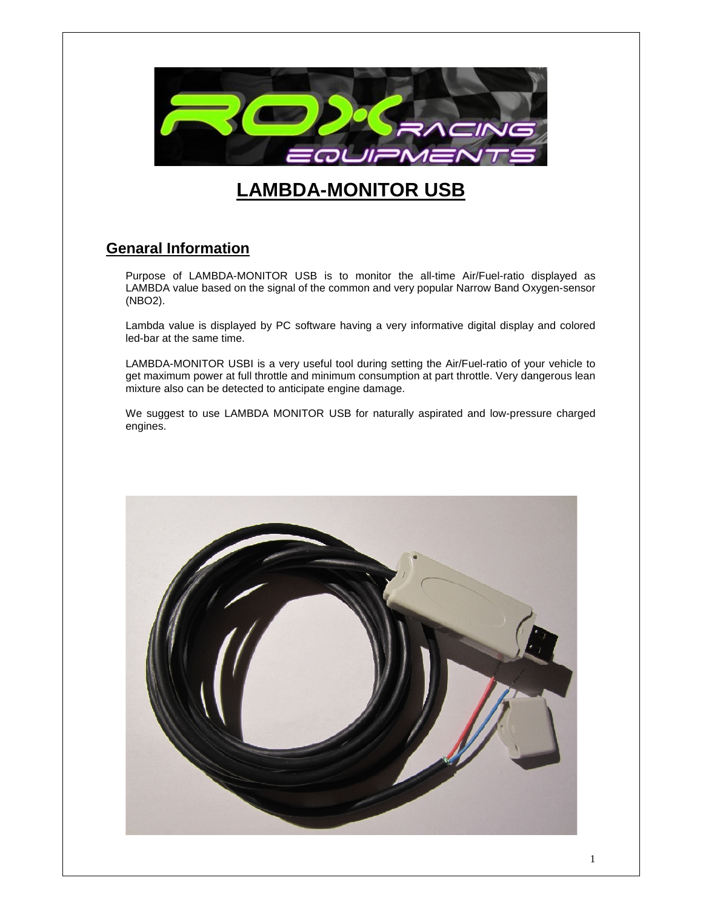# LAMBDA-MONITOR USB

## Genaral Information

Purpose of LAMBDA-MONITOR USB is to monitor the all-time Air/Fuel-ratio displayed as LAMBDA value based on the signal of the common and very popular Narrow Band Oxygen-sensor (NBO2).

Lambda value is displayed by PC software having a very informative digital display and colored led-bar at the same time.

LAMBDA-MONITOR USBI is a very useful tool during setting the Air/Fuel-ratio of your vehicle to get maximum power at full throttle and minimum consumption at part throttle. Very dangerous lean mixture also can be detected to anticipate engine damage.

We suggest to use LAMBDA MONITOR USB for naturally aspirated and low-pressure charged engines.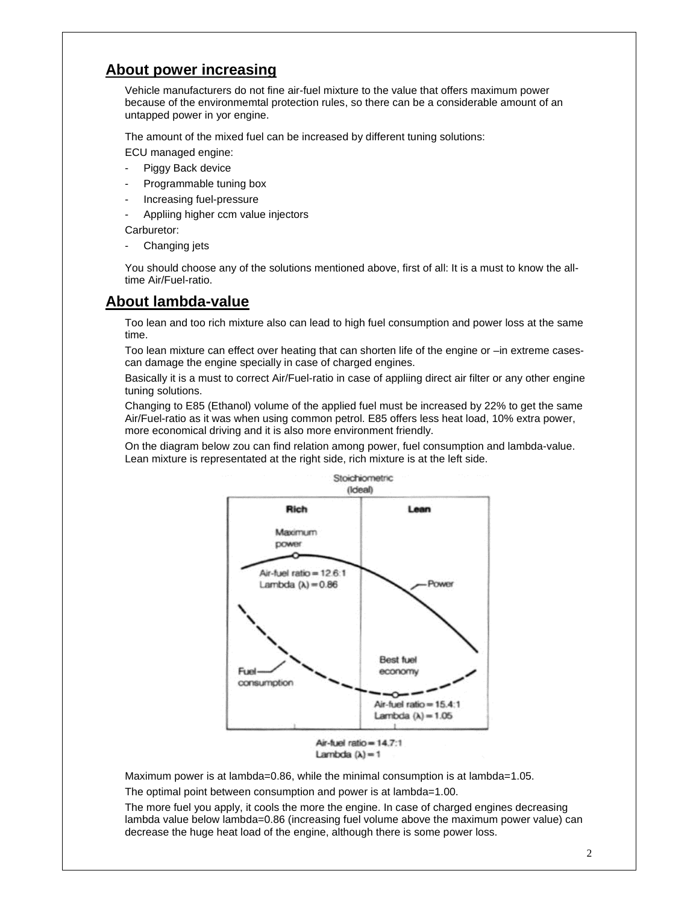## About power increasing

Vehicle manufacturers do not fine air-fuel mixture to the value that offers maximum power because of the environmemtal protection rules, so there can be a considerable amount of an untapped power in yor engine.

The amount of the mixed fuel can be increased by different tuning solutions:

ECU managed engine:

- Piggy Back device
- Programmable tuning box
- Increasing fuel-pressure
- Appliing higher ccm value injectors

Carburetor:

- Changing jets

You should choose any of the solutions mentioned above, first of all: It is a must to know the all-time Air/Fuel-ratio.

## About lambda-value

Too lean and too rich mixture also can lead to high fuel consumption and power loss at the same time.

Too lean mixture can effect over heating that can shorten life of the engine or –in extreme cases- can damage the engine specially in case of charged engines.

Basically it is a must to correct Air/Fuel-ratio in case of appliing direct air filter or any other engine tuning solutions.

Changing to E85 (Ethanol) volume of the applied fuel must be increased by 22% to get the same Air/Fuel-ratio as it was when using common petrol. E85 offers less heat load, 10% extra power, more economical driving and it is also more environment friendly.

On the diagram below zou can find relation among power, fuel consumption and lambda-value. Lean mixture is representated at the right side, rich mixture is at the left side.

Stoichiometric
(Ideal)

Rich

Lean

Maximum
power

Air-fuel ratio = 12.6:1
Lambda (λ) = 0.86

Power

Fuel
consumption

Best fuel
economy

Air-fuel ratio = 15.4:1
Lambda (λ) = 1.05

Air-fuel ratio = 14.7:1
Lambda (λ) = 1

Maximum power is at lambda=0.86, while the minimal consumption is at lambda=1.05.

The optimal point between consumption and power is at lambda=1.00.

The more fuel you apply, it cools the more the engine. In case of charged engines decreasing lambda value below lambda=0.86 (increasing fuel volume above the maximum power value) can decrease the huge heat load of the engine, although there is some power loss.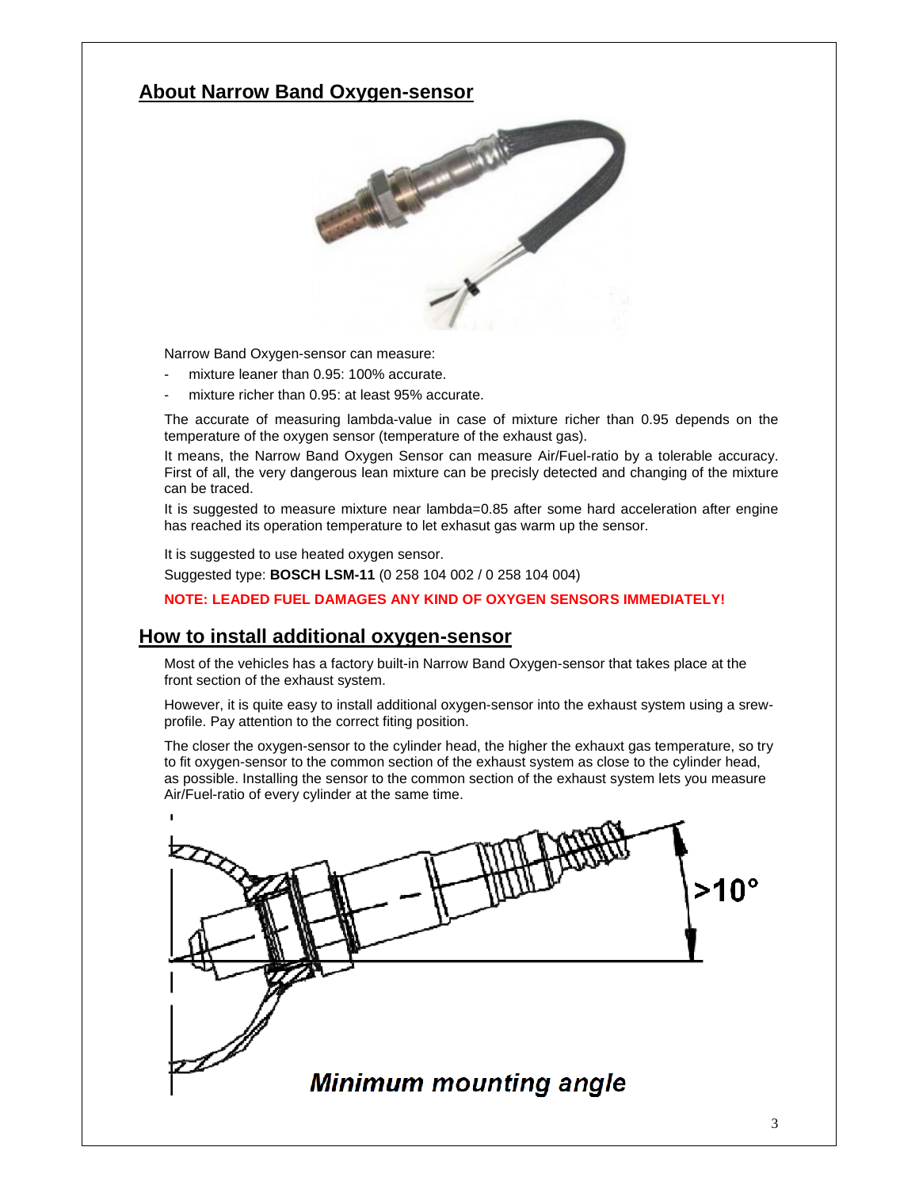## About Narrow Band Oxygen-sensor

Narrow Band Oxygen-sensor can measure:

- mixture leaner than 0.95: 100% accurate.
- mixture richer than 0.95: at least 95% accurate.

The accurate of measuring lambda-value in case of mixture richer than 0.95 depends on the temperature of the oxygen sensor (temperature of the exhaust gas).

It means, the Narrow Band Oxygen Sensor can measure Air/Fuel-ratio by a tolerable accuracy. First of all, the very dangerous lean mixture can be precisly detected and changing of the mixture can be traced.

It is suggested to measure mixture near lambda=0.85 after some hard acceleration after engine has reached its operation temperature to let exhasut gas warm up the sensor.

It is suggested to use heated oxygen sensor.

Suggested type: **BOSCH LSM-11** (0 258 104 002 / 0 258 104 004)

**NOTE: LEADED FUEL DAMAGES ANY KIND OF OXYGEN SENSORS IMMEDIATELY!**

## How to install additional oxygen-sensor

Most of the vehicles has a factory built-in Narrow Band Oxygen-sensor that takes place at the front section of the exhaust system.

However, it is quite easy to install additional oxygen-sensor into the exhaust system using a srew-profile. Pay attention to the correct fiting position.

The closer the oxygen-sensor to the cylinder head, the higher the exhauxt gas temperature, so try to fit oxygen-sensor to the common section of the exhaust system as close to the cylinder head, as possible. Installing the sensor to the common section of the exhaust system lets you measure Air/Fuel-ratio of every cylinder at the same time.

>10°

*Minimum mounting angle*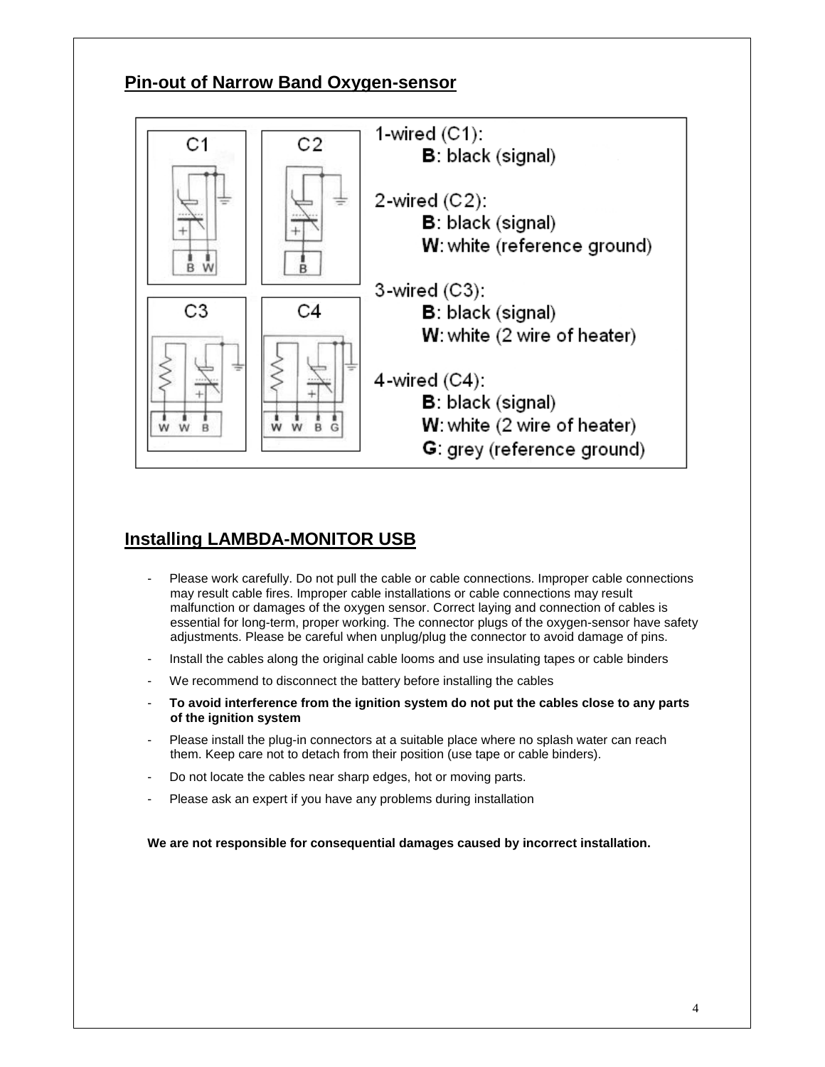## Pin-out of Narrow Band Oxygen-sensor

C1

B W

C2

B

C3

W W B

C4

W W B G

1-wired (C1):

**B**: black (signal)

2-wired (C2):

**B**: black (signal)

**W**: white (reference ground)

3-wired (C3):

**B**: black (signal)

**W**: white (2 wire of heater)

4-wired (C4):

**B**: black (signal)

**W**: white (2 wire of heater)

**G**: grey (reference ground)

## Installing LAMBDA-MONITOR USB

- Please work carefully. Do not pull the cable or cable connections. Improper cable connections may result cable fires. Improper cable installations or cable connections may result malfunction or damages of the oxygen sensor. Correct laying and connection of cables is essential for long-term, proper working. The connector plugs of the oxygen-sensor have safety adjustments. Please be careful when unplug/plug the connector to avoid damage of pins.
- Install the cables along the original cable looms and use insulating tapes or cable binders
- We recommend to disconnect the battery before installing the cables
- **To avoid interference from the ignition system do not put the cables close to any parts of the ignition system**
- Please install the plug-in connectors at a suitable place where no splash water can reach them. Keep care not to detach from their position (use tape or cable binders).
- Do not locate the cables near sharp edges, hot or moving parts.
- Please ask an expert if you have any problems during installation

**We are not responsible for consequential damages caused by incorrect installation.**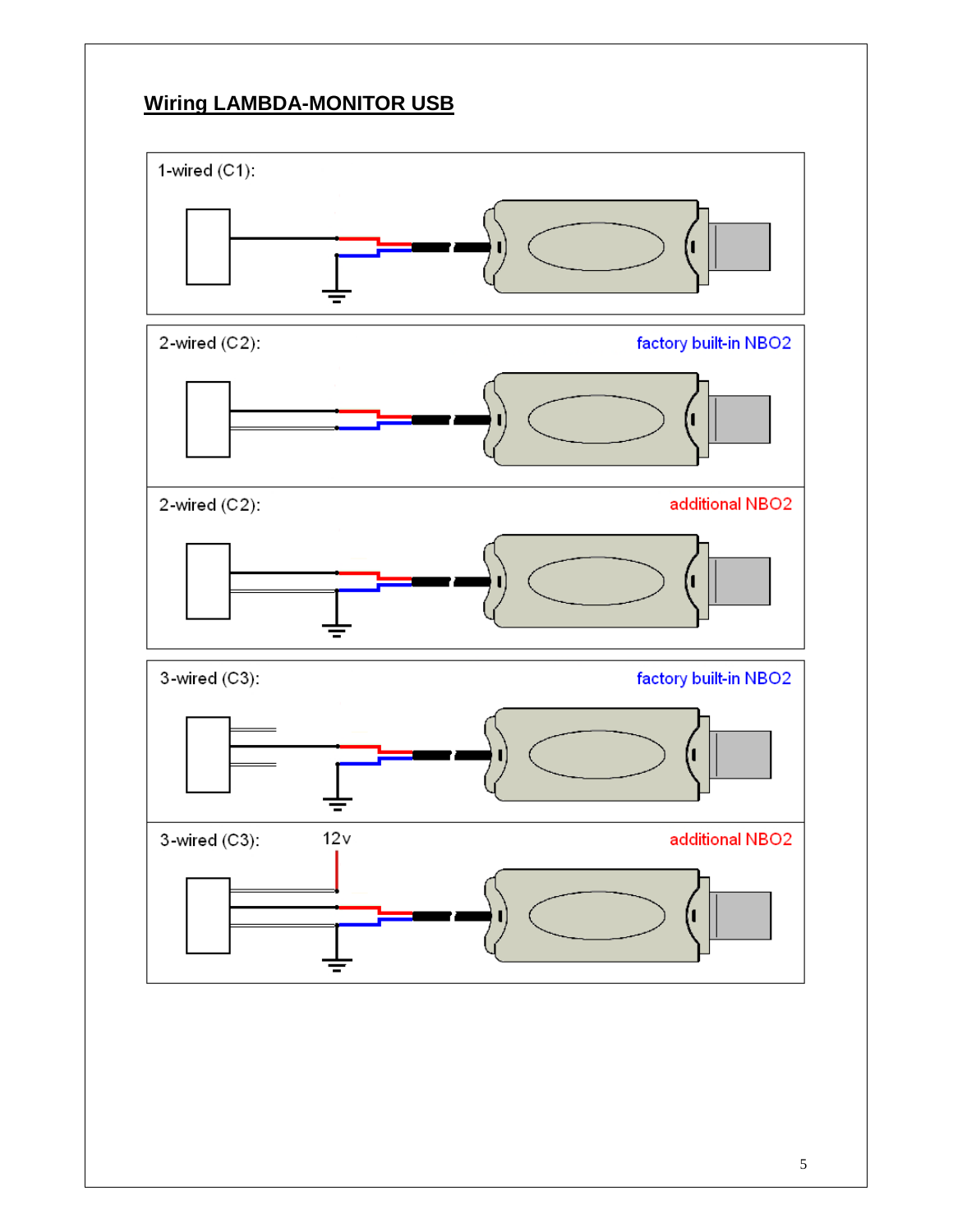## Wiring LAMBDA-MONITOR USB

1-wired (C1):

2-wired (C2):

factory built-in NBO2

2-wired (C2):

additional NBO2

3-wired (C3):

factory built-in NBO2

3-wired (C3):

12v

additional NBO2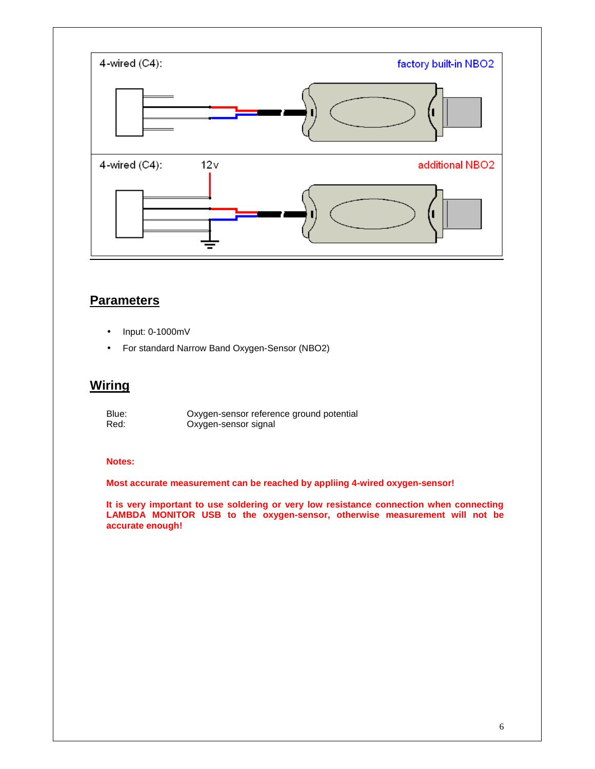4-wired (C4):

factory built-in NBO2

4-wired (C4):

12v

additional NBO2

## Parameters

- Input: 0-1000mV
- For standard Narrow Band Oxygen-Sensor (NBO2)

## Wiring

| | |
|---|---|
| Blue: | Oxygen-sensor reference ground potential |
| Red: | Oxygen-sensor signal |

**Notes:**

**Most accurate measurement can be reached by appliing 4-wired oxygen-sensor!**

**It is very important to use soldering or very low resistance connection when connecting LAMBDA MONITOR USB to the oxygen-sensor, otherwise measurement will not be accurate enough!**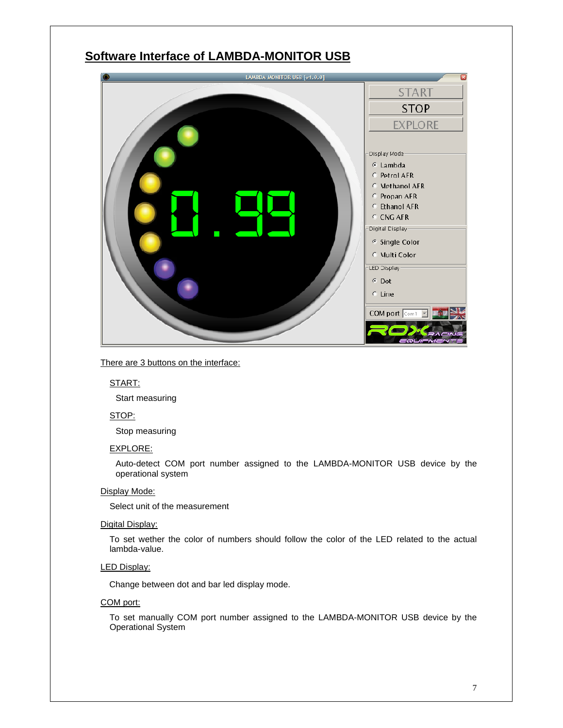## Software Interface of LAMBDA-MONITOR USB

There are 3 buttons on the interface:

START:

Start measuring

STOP:

Stop measuring

EXPLORE:

Auto-detect COM port number assigned to the LAMBDA-MONITOR USB device by the operational system

Display Mode:

Select unit of the measurement

Digital Display:

To set wether the color of numbers should follow the color of the LED related to the actual lambda-value.

LED Display:

Change between dot and bar led display mode.

COM port:

To set manually COM port number assigned to the LAMBDA-MONITOR USB device by the Operational System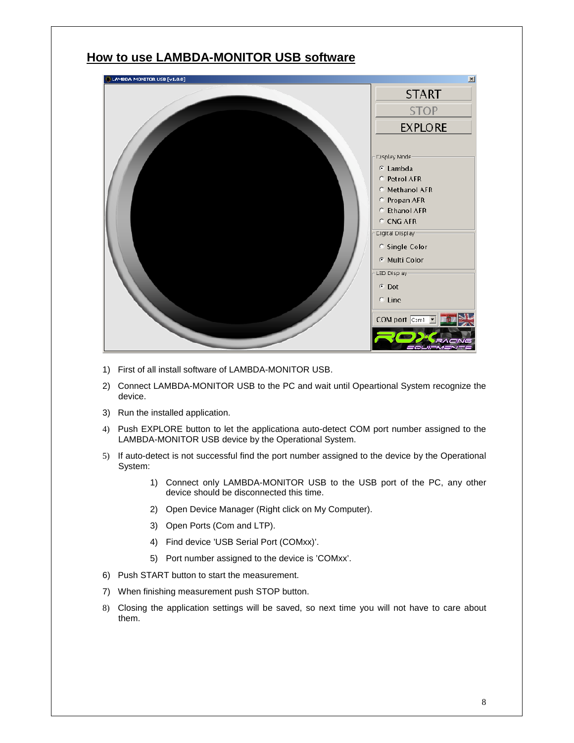## How to use LAMBDA-MONITOR USB software

1) First of all install software of LAMBDA-MONITOR USB.
2) Connect LAMBDA-MONITOR USB to the PC and wait until Opeartional System recognize the device.
3) Run the installed application.
4) Push EXPLORE button to let the applicationa auto-detect COM port number assigned to the LAMBDA-MONITOR USB device by the Operational System.
5) If auto-detect is not successful find the port number assigned to the device by the Operational System:
   1) Connect only LAMBDA-MONITOR USB to the USB port of the PC, any other device should be disconnected this time.
   2) Open Device Manager (Right click on My Computer).
   3) Open Ports (Com and LTP).
   4) Find device 'USB Serial Port (COMxx)'.
   5) Port number assigned to the device is 'COMxx'.
6) Push START button to start the measurement.
7) When finishing measurement push STOP button.
8) Closing the application settings will be saved, so next time you will not have to care about them.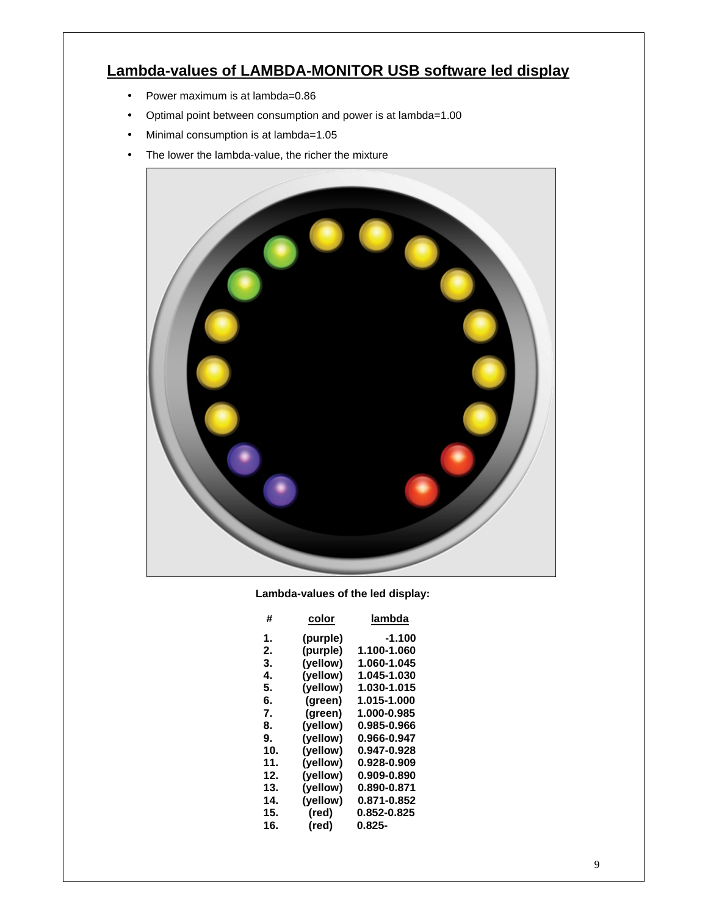## Lambda-values of LAMBDA-MONITOR USB software led display

- Power maximum is at lambda=0.86
- Optimal point between consumption and power is at lambda=1.00
- Minimal consumption is at lambda=1.05
- The lower the lambda-value, the richer the mixture

**Lambda-values of the led display:**

| # | color | lambda |
|---|---|---|
| 1. | (purple) | -1.100 |
| 2. | (purple) | 1.100-1.060 |
| 3. | (yellow) | 1.060-1.045 |
| 4. | (yellow) | 1.045-1.030 |
| 5. | (yellow) | 1.030-1.015 |
| 6. | (green) | 1.015-1.000 |
| 7. | (green) | 1.000-0.985 |
| 8. | (yellow) | 0.985-0.966 |
| 9. | (yellow) | 0.966-0.947 |
| 10. | (yellow) | 0.947-0.928 |
| 11. | (yellow) | 0.928-0.909 |
| 12. | (yellow) | 0.909-0.890 |
| 13. | (yellow) | 0.890-0.871 |
| 14. | (yellow) | 0.871-0.852 |
| 15. | (red) | 0.852-0.825 |
| 16. | (red) | 0.825- |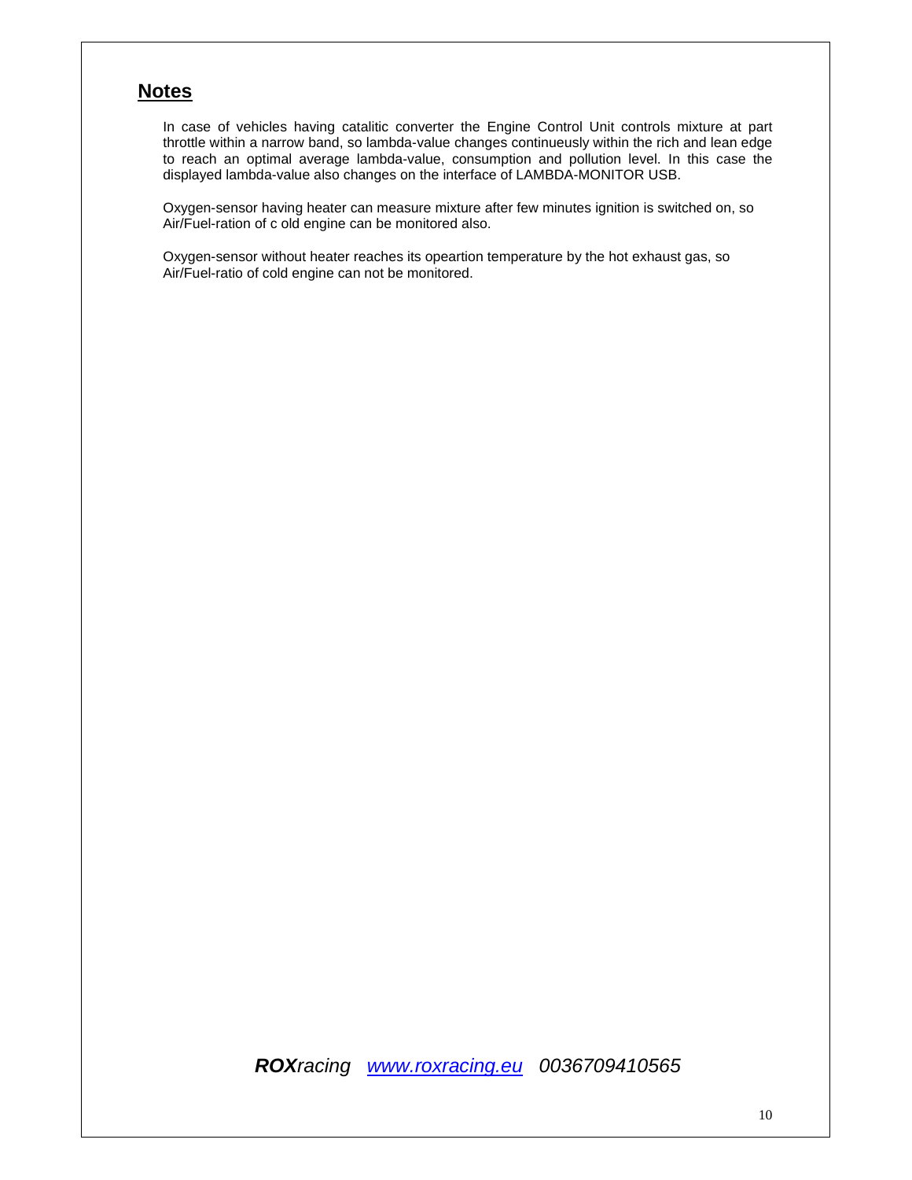## Notes

In case of vehicles having catalitic converter the Engine Control Unit controls mixture at part throttle within a narrow band, so lambda-value changes continueusly within the rich and lean edge to reach an optimal average lambda-value, consumption and pollution level. In this case the displayed lambda-value also changes on the interface of LAMBDA-MONITOR USB.

Oxygen-sensor having heater can measure mixture after few minutes ignition is switched on, so Air/Fuel-ration of c old engine can be monitored also.

Oxygen-sensor without heater reaches its opeartion temperature by the hot exhaust gas, so Air/Fuel-ratio of cold engine can not be monitored.

***ROX****racing* *[www.roxracing.eu](http://www.roxracing.eu)* *0036709410565*